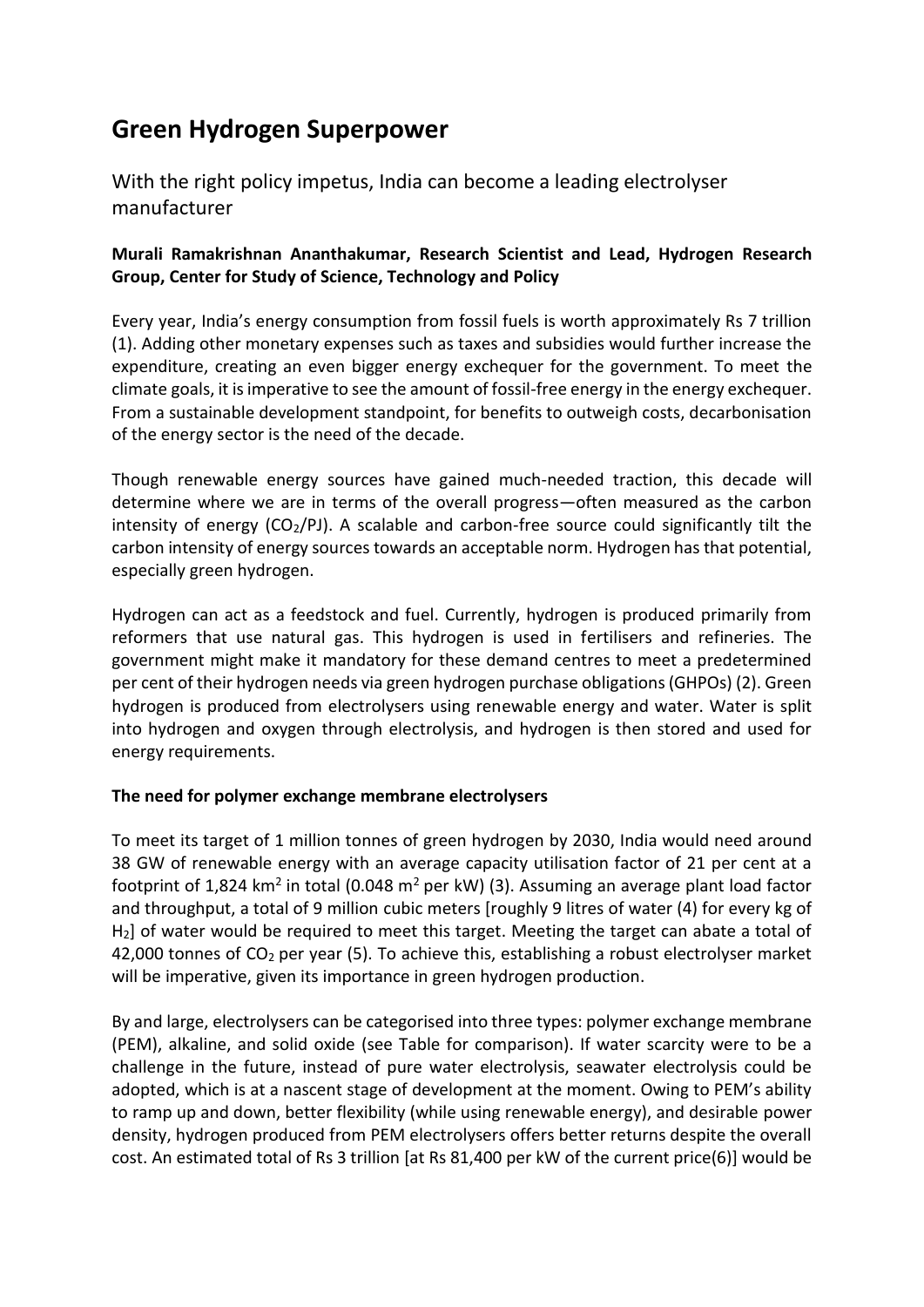# Green Hydrogen Superpower

With the right policy impetus, India can become a leading electrolyser manufacturer

**Murali Ramakrishnan Ananthakumar, Research Scientist and Lead, Hydrogen Research Group, Center for Study of Science, Technology and Policy**

Every year, India's energy consumption from fossil fuels is worth approximately Rs 7 trillion (1). Adding other monetary expenses such as taxes and subsidies would further increase the expenditure, creating an even bigger energy exchequer for the government. To meet the climate goals, it is imperative to see the amount of fossil-free energy in the energy exchequer. From a sustainable development standpoint, for benefits to outweigh costs, decarbonisation of the energy sector is the need of the decade.

Though renewable energy sources have gained much-needed traction, this decade will determine where we are in terms of the overall progress—often measured as the carbon intensity of energy ($CO_2$/PJ). A scalable and carbon-free source could significantly tilt the carbon intensity of energy sources towards an acceptable norm. Hydrogen has that potential, especially green hydrogen.

Hydrogen can act as a feedstock and fuel. Currently, hydrogen is produced primarily from reformers that use natural gas. This hydrogen is used in fertilisers and refineries. The government might make it mandatory for these demand centres to meet a predetermined per cent of their hydrogen needs via green hydrogen purchase obligations (GHPOs) (2). Green hydrogen is produced from electrolysers using renewable energy and water. Water is split into hydrogen and oxygen through electrolysis, and hydrogen is then stored and used for energy requirements.

### The need for polymer exchange membrane electrolysers

To meet its target of 1 million tonnes of green hydrogen by 2030, India would need around 38 GW of renewable energy with an average capacity utilisation factor of 21 per cent at a footprint of 1,824 $km^2$ in total (0.048 $m^2$ per kW) (3). Assuming an average plant load factor and throughput, a total of 9 million cubic meters [roughly 9 litres of water (4) for every kg of $H_2$] of water would be required to meet this target. Meeting the target can abate a total of 42,000 tonnes of $CO_2$ per year (5). To achieve this, establishing a robust electrolyser market will be imperative, given its importance in green hydrogen production.

By and large, electrolysers can be categorised into three types: polymer exchange membrane (PEM), alkaline, and solid oxide (see Table for comparison). If water scarcity were to be a challenge in the future, instead of pure water electrolysis, seawater electrolysis could be adopted, which is at a nascent stage of development at the moment. Owing to PEM's ability to ramp up and down, better flexibility (while using renewable energy), and desirable power density, hydrogen produced from PEM electrolysers offers better returns despite the overall cost. An estimated total of Rs 3 trillion [at Rs 81,400 per kW of the current price(6)] would be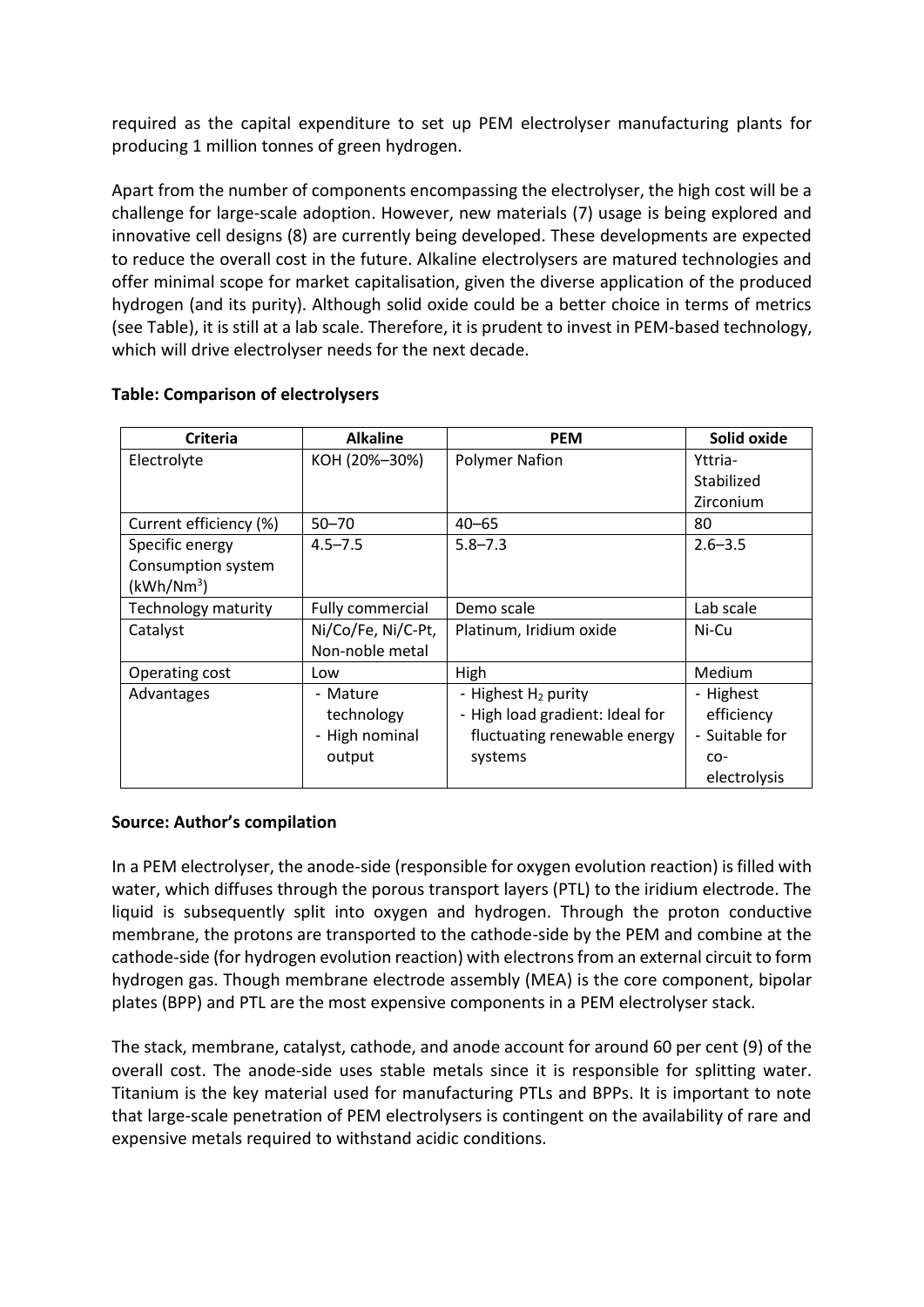required as the capital expenditure to set up PEM electrolyser manufacturing plants for producing 1 million tonnes of green hydrogen.

Apart from the number of components encompassing the electrolyser, the high cost will be a challenge for large-scale adoption. However, new materials (7) usage is being explored and innovative cell designs (8) are currently being developed. These developments are expected to reduce the overall cost in the future. Alkaline electrolysers are matured technologies and offer minimal scope for market capitalisation, given the diverse application of the produced hydrogen (and its purity). Although solid oxide could be a better choice in terms of metrics (see Table), it is still at a lab scale. Therefore, it is prudent to invest in PEM-based technology, which will drive electrolyser needs for the next decade.

**Table: Comparison of electrolysers**

| Criteria | Alkaline | PEM | Solid oxide |
|---|---|---|---|
| Electrolyte | KOH (20%–30%) | Polymer Nafion | Yttria-Stabilized Zirconium |
| Current efficiency (%) | 50–70 | 40–65 | 80 |
| Specific energy Consumption system ($kWh/Nm^3$) | 4.5–7.5 | 5.8–7.3 | 2.6–3.5 |
| Technology maturity | Fully commercial | Demo scale | Lab scale |
| Catalyst | Ni/Co/Fe, Ni/C-Pt, Non-noble metal | Platinum, Iridium oxide | Ni-Cu |
| Operating cost | Low | High | Medium |
| Advantages | - Mature technology<br>- High nominal output | - Highest $H_2$ purity<br>- High load gradient: Ideal for fluctuating renewable energy systems | - Highest efficiency<br>- Suitable for co-electrolysis |

**Source: Author's compilation**

In a PEM electrolyser, the anode-side (responsible for oxygen evolution reaction) is filled with water, which diffuses through the porous transport layers (PTL) to the iridium electrode. The liquid is subsequently split into oxygen and hydrogen. Through the proton conductive membrane, the protons are transported to the cathode-side by the PEM and combine at the cathode-side (for hydrogen evolution reaction) with electrons from an external circuit to form hydrogen gas. Though membrane electrode assembly (MEA) is the core component, bipolar plates (BPP) and PTL are the most expensive components in a PEM electrolyser stack.

The stack, membrane, catalyst, cathode, and anode account for around 60 per cent (9) of the overall cost. The anode-side uses stable metals since it is responsible for splitting water. Titanium is the key material used for manufacturing PTLs and BPPs. It is important to note that large-scale penetration of PEM electrolysers is contingent on the availability of rare and expensive metals required to withstand acidic conditions.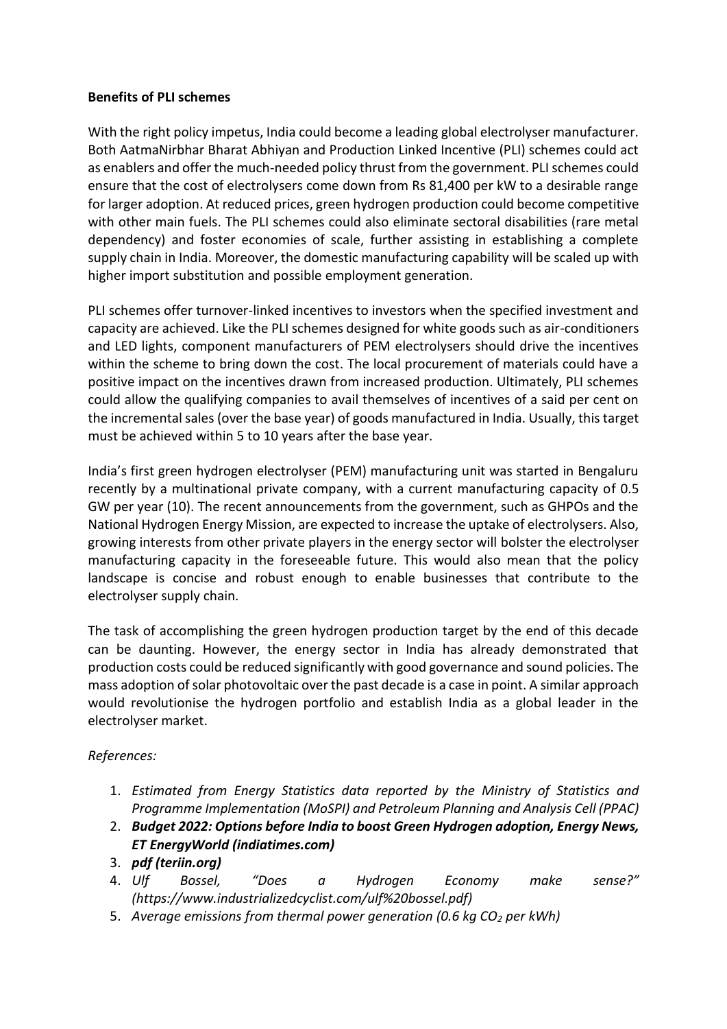**Benefits of PLI schemes**

With the right policy impetus, India could become a leading global electrolyser manufacturer. Both AatmaNirbhar Bharat Abhiyan and Production Linked Incentive (PLI) schemes could act as enablers and offer the much-needed policy thrust from the government. PLI schemes could ensure that the cost of electrolysers come down from Rs 81,400 per kW to a desirable range for larger adoption. At reduced prices, green hydrogen production could become competitive with other main fuels. The PLI schemes could also eliminate sectoral disabilities (rare metal dependency) and foster economies of scale, further assisting in establishing a complete supply chain in India. Moreover, the domestic manufacturing capability will be scaled up with higher import substitution and possible employment generation.

PLI schemes offer turnover-linked incentives to investors when the specified investment and capacity are achieved. Like the PLI schemes designed for white goods such as air-conditioners and LED lights, component manufacturers of PEM electrolysers should drive the incentives within the scheme to bring down the cost. The local procurement of materials could have a positive impact on the incentives drawn from increased production. Ultimately, PLI schemes could allow the qualifying companies to avail themselves of incentives of a said per cent on the incremental sales (over the base year) of goods manufactured in India. Usually, this target must be achieved within 5 to 10 years after the base year.

India's first green hydrogen electrolyser (PEM) manufacturing unit was started in Bengaluru recently by a multinational private company, with a current manufacturing capacity of 0.5 GW per year (10). The recent announcements from the government, such as GHPOs and the National Hydrogen Energy Mission, are expected to increase the uptake of electrolysers. Also, growing interests from other private players in the energy sector will bolster the electrolyser manufacturing capacity in the foreseeable future. This would also mean that the policy landscape is concise and robust enough to enable businesses that contribute to the electrolyser supply chain.

The task of accomplishing the green hydrogen production target by the end of this decade can be daunting. However, the energy sector in India has already demonstrated that production costs could be reduced significantly with good governance and sound policies. The mass adoption of solar photovoltaic over the past decade is a case in point. A similar approach would revolutionise the hydrogen portfolio and establish India as a global leader in the electrolyser market.

*References:*

1. *Estimated from Energy Statistics data reported by the Ministry of Statistics and Programme Implementation (MoSPI) and Petroleum Planning and Analysis Cell (PPAC)*
2. ***Budget 2022: Options before India to boost Green Hydrogen adoption, Energy News, ET EnergyWorld (indiatimes.com)***
3. ***pdf (teriin.org)***
4. *Ulf Bossel, "Does a Hydrogen Economy make sense?" (https://www.industrializedcyclist.com/ulf%20bossel.pdf)*
5. *Average emissions from thermal power generation (0.6 kg $CO_2$ per kWh)*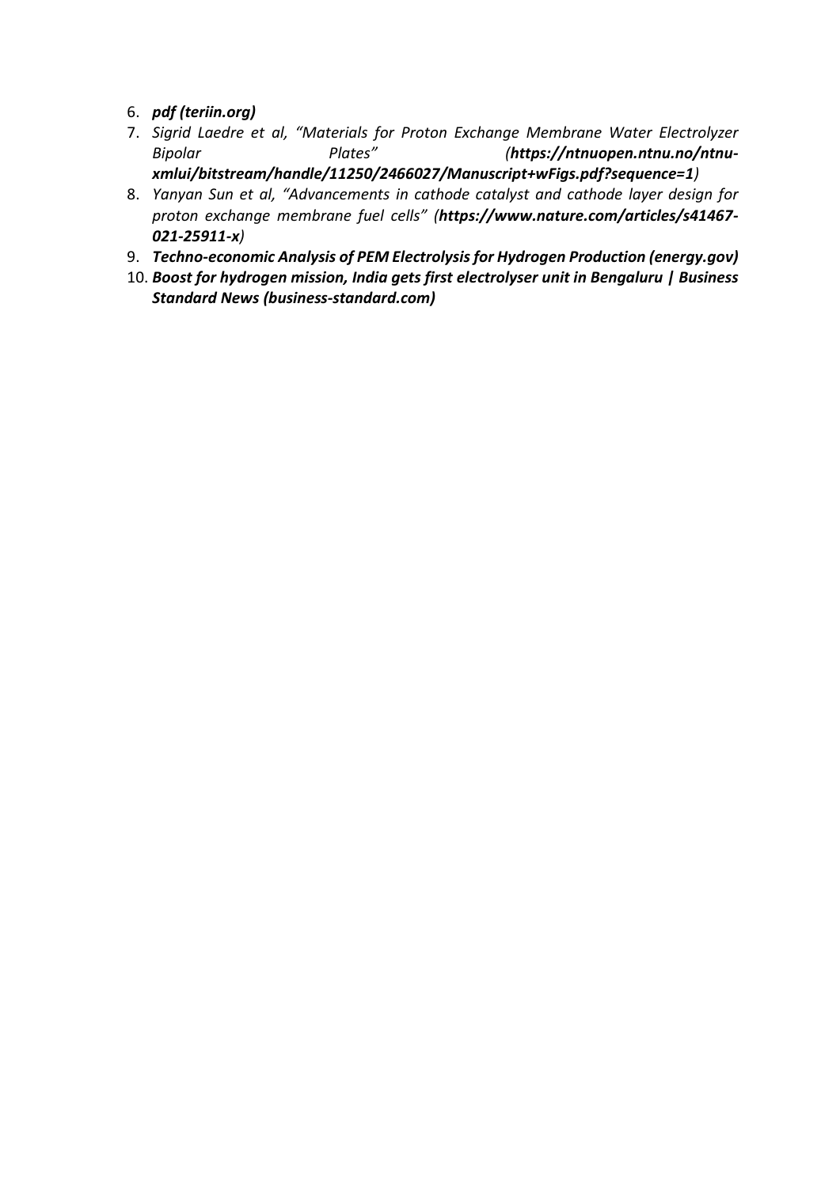6. ***pdf (teriin.org)***
7. *Sigrid Laedre et al, "Materials for Proton Exchange Membrane Water Electrolyzer Bipolar Plates" (**https://ntnuopen.ntnu.no/ntnu-xmlui/bitstream/handle/11250/2466027/Manuscript+wFigs.pdf?sequence=1**)*
8. *Yanyan Sun et al, "Advancements in cathode catalyst and cathode layer design for proton exchange membrane fuel cells" (**https://www.nature.com/articles/s41467-021-25911-x**)*
9. ***Techno-economic Analysis of PEM Electrolysis for Hydrogen Production (energy.gov)***
10. ***Boost for hydrogen mission, India gets first electrolyser unit in Bengaluru | Business Standard News (business-standard.com)***